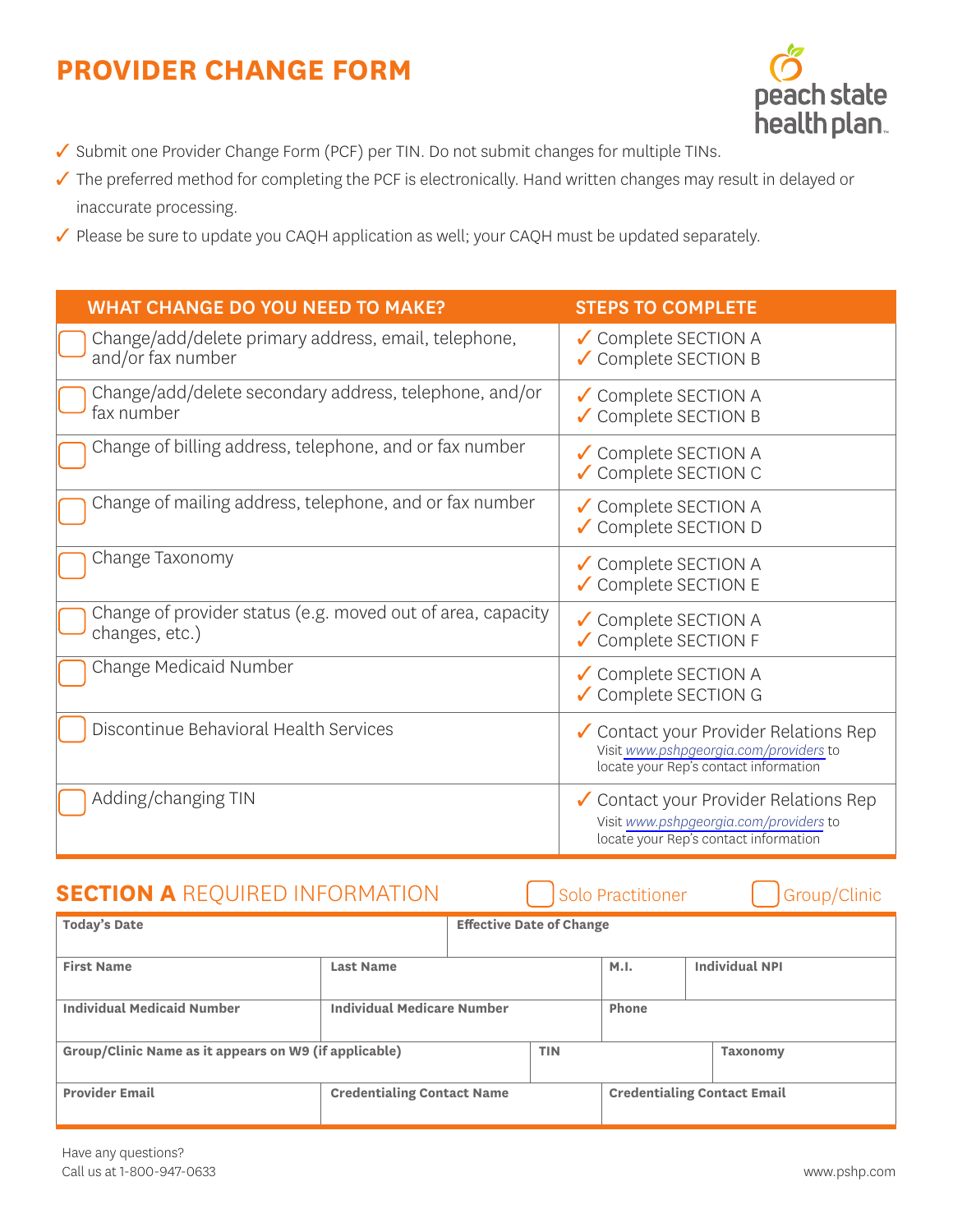# PROVIDER CHANGE FORM

peach state health plan

- ✓ Submit one Provider Change Form (PCF) per TIN. Do not submit changes for multiple TINs.
- ✓ The preferred method for completing the PCF is electronically. Hand written changes may result in delayed or inaccurate processing.
- ✓ Please be sure to update you CAQH application as well; your CAQH must be updated separately.

| WHAT CHANGE DO YOU NEED TO MAKE? | STEPS TO COMPLETE |
|---|---|
| ☐ Change/add/delete primary address, email, telephone, and/or fax number | ✓ Complete SECTION A<br>✓ Complete SECTION B |
| ☐ Change/add/delete secondary address, telephone, and/or fax number | ✓ Complete SECTION A<br>✓ Complete SECTION B |
| ☐ Change of billing address, telephone, and or fax number | ✓ Complete SECTION A<br>✓ Complete SECTION C |
| ☐ Change of mailing address, telephone, and or fax number | ✓ Complete SECTION A<br>✓ Complete SECTION D |
| ☐ Change Taxonomy | ✓ Complete SECTION A<br>✓ Complete SECTION E |
| ☐ Change of provider status (e.g. moved out of area, capacity changes, etc.) | ✓ Complete SECTION A<br>✓ Complete SECTION F |
| ☐ Change Medicaid Number | ✓ Complete SECTION A<br>✓ Complete SECTION G |
| ☐ Discontinue Behavioral Health Services | ✓ Contact your Provider Relations Rep<br>Visit www.pshpgeorgia.com/providers to locate your Rep's contact information |
| ☐ Adding/changing TIN | ✓ Contact your Provider Relations Rep<br>Visit www.pshpgeorgia.com/providers to locate your Rep's contact information |

## SECTION A REQUIRED INFORMATION

☐ Solo Practitioner ☐ Group/Clinic

| Today's Date | | Effective Date of Change | |
|---|---|---|---|
| **First Name** | **Last Name** | **M.I.** | **Individual NPI** |
| **Individual Medicaid Number** | **Individual Medicare Number** | **Phone** | |
| **Group/Clinic Name as it appears on W9 (if applicable)** | | **TIN** | **Taxonomy** |
| **Provider Email** | **Credentialing Contact Name** | **Credentialing Contact Email** | |

Have any questions?
Call us at 1-800-947-0633

www.pshp.com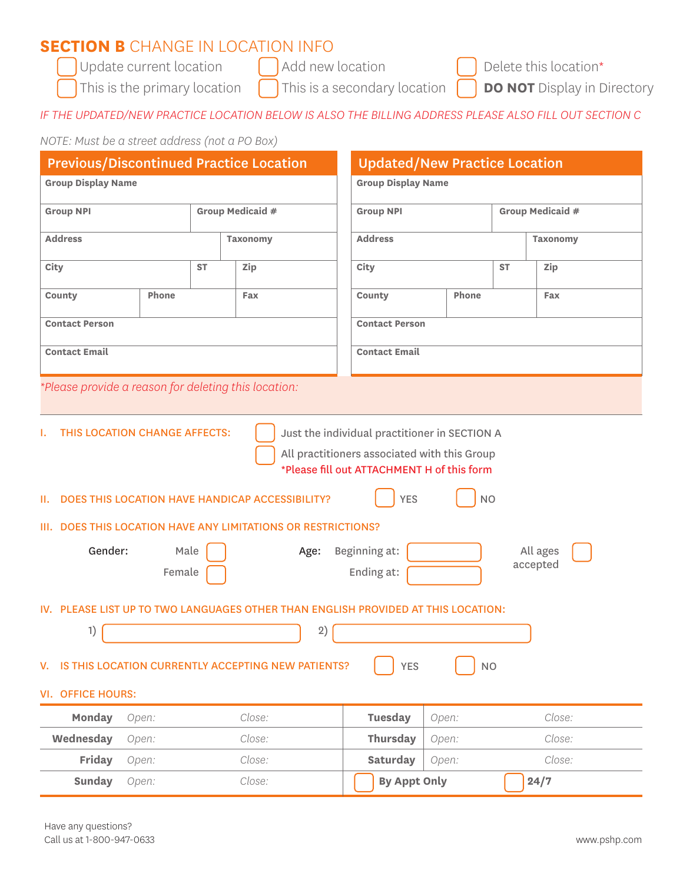## **SECTION B** CHANGE IN LOCATION INFO

- ☐ Update current location
- ☐ Add new location
- ☐ Delete this location*
- ☐ This is the primary location
- ☐ This is a secondary location
- ☐ **DO NOT** Display in Directory

*IF THE UPDATED/NEW PRACTICE LOCATION BELOW IS ALSO THE BILLING ADDRESS PLEASE ALSO FILL OUT SECTION C*

*NOTE: Must be a street address (not a PO Box)*

| Previous/Discontinued Practice Location | | |
|---|---|---|
| **Group Display Name** | | |
| **Group NPI** | **Group Medicaid #** | |
| **Address** | | **Taxonomy** |
| **City** | **ST** | **Zip** |
| **County** | **Phone** | **Fax** |
| **Contact Person** | | |
| **Contact Email** | | |

| Updated/New Practice Location | | |
|---|---|---|
| **Group Display Name** | | |
| **Group NPI** | **Group Medicaid #** | |
| **Address** | | **Taxonomy** |
| **City** | **ST** | **Zip** |
| **County** | **Phone** | **Fax** |
| **Contact Person** | | |
| **Contact Email** | | |

*\*Please provide a reason for deleting this location:*

I. THIS LOCATION CHANGE AFFECTS:
- ☐ Just the individual practitioner in SECTION A
- ☐ All practitioners associated with this Group
  *Please fill out ATTACHMENT H of this form

II. DOES THIS LOCATION HAVE HANDICAP ACCESSIBILITY? ☐ YES ☐ NO

III. DOES THIS LOCATION HAVE ANY LIMITATIONS OR RESTRICTIONS?

Gender: Male ☐ Female ☐

Age: Beginning at: ______ Ending at: ______

All ages accepted ☐

IV. PLEASE LIST UP TO TWO LANGUAGES OTHER THAN ENGLISH PROVIDED AT THIS LOCATION:

1) ______ 2) ______

V. IS THIS LOCATION CURRENTLY ACCEPTING NEW PATIENTS? ☐ YES ☐ NO

VI. OFFICE HOURS:

| | | | | | |
|---|---|---|---|---|---|
| **Monday** | *Open:* | *Close:* | **Tuesday** | *Open:* | *Close:* |
| **Wednesday** | *Open:* | *Close:* | **Thursday** | *Open:* | *Close:* |
| **Friday** | *Open:* | *Close:* | **Saturday** | *Open:* | *Close:* |
| **Sunday** | *Open:* | *Close:* | ☐ **By Appt Only** | | ☐ **24/7** |

Have any questions?
Call us at 1-800-947-0633

www.pshp.com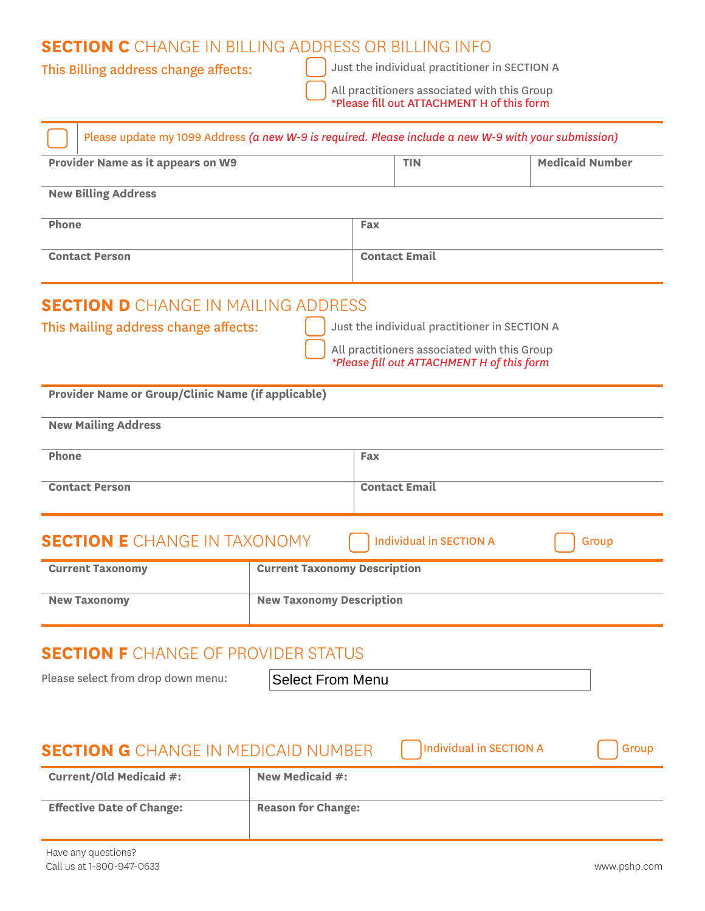## SECTION C CHANGE IN BILLING ADDRESS OR BILLING INFO

This Billing address change affects:

- ☐ Just the individual practitioner in SECTION A
- ☐ All practitioners associated with this Group
  *Please fill out ATTACHMENT H of this form

☐ Please update my 1099 Address *(a new W-9 is required. Please include a new W-9 with your submission)*

| Provider Name as it appears on W9 | TIN | Medicaid Number |
|---|---|---|
| **New Billing Address** | | |

| Phone | Fax |
|---|---|
| **Contact Person** | **Contact Email** |

## SECTION D CHANGE IN MAILING ADDRESS

This Mailing address change affects:

- ☐ Just the individual practitioner in SECTION A
- ☐ All practitioners associated with this Group
  *\*Please fill out ATTACHMENT H of this form*

| Provider Name or Group/Clinic Name (if applicable) |
|---|
| **New Mailing Address** |

| Phone | Fax |
|---|---|
| **Contact Person** | **Contact Email** |

## SECTION E CHANGE IN TAXONOMY

☐ Individual in SECTION A ☐ Group

| Current Taxonomy | Current Taxonomy Description |
|---|---|
| **New Taxonomy** | **New Taxonomy Description** |

## SECTION F CHANGE OF PROVIDER STATUS

Please select from drop down menu: Select From Menu

## SECTION G CHANGE IN MEDICAID NUMBER

☐ Individual in SECTION A ☐ Group

| Current/Old Medicaid #: | New Medicaid #: |
|---|---|
| **Effective Date of Change:** | **Reason for Change:** |

Have any questions?
Call us at 1-800-947-0633

www.pshp.com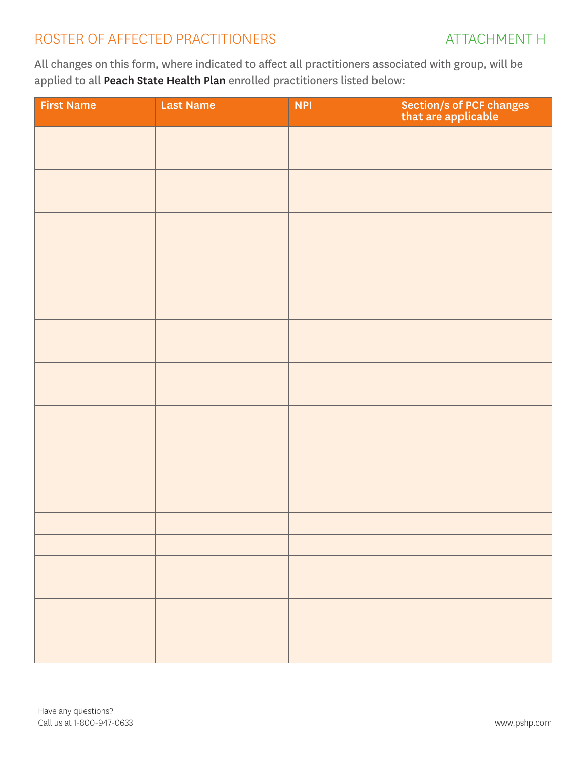# ROSTER OF AFFECTED PRACTITIONERS

ATTACHMENT H

All changes on this form, where indicated to affect all practitioners associated with group, will be applied to all **Peach State Health Plan** enrolled practitioners listed below:

| First Name | Last Name | NPI | Section/s of PCF changes that are applicable |
|---|---|---|---|
| | | | |
| | | | |
| | | | |
| | | | |
| | | | |
| | | | |
| | | | |
| | | | |
| | | | |
| | | | |
| | | | |
| | | | |
| | | | |
| | | | |
| | | | |
| | | | |
| | | | |
| | | | |
| | | | |
| | | | |
| | | | |
| | | | |
| | | | |
| | | | |
| | | | |

Have any questions?
Call us at 1-800-947-0633

www.pshp.com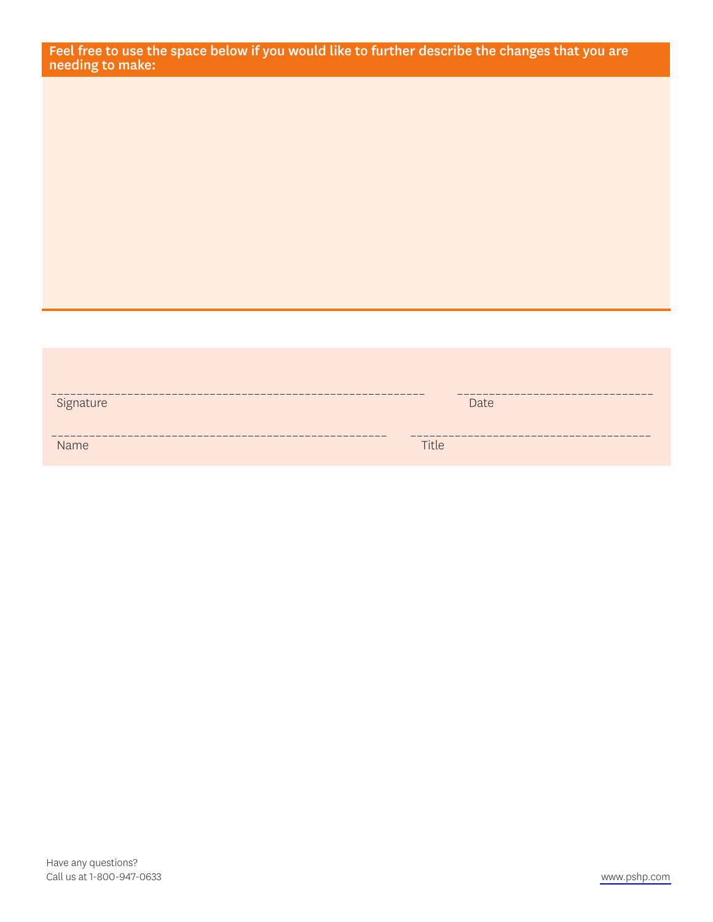**Feel free to use the space below if you would like to further describe the changes that you are needing to make:**

_____________________________________________________________ Signature

________________________________ Date

_____________________________________________________ Name

_____________________________________ Title

Have any questions?
Call us at 1-800-947-0633

www.pshp.com